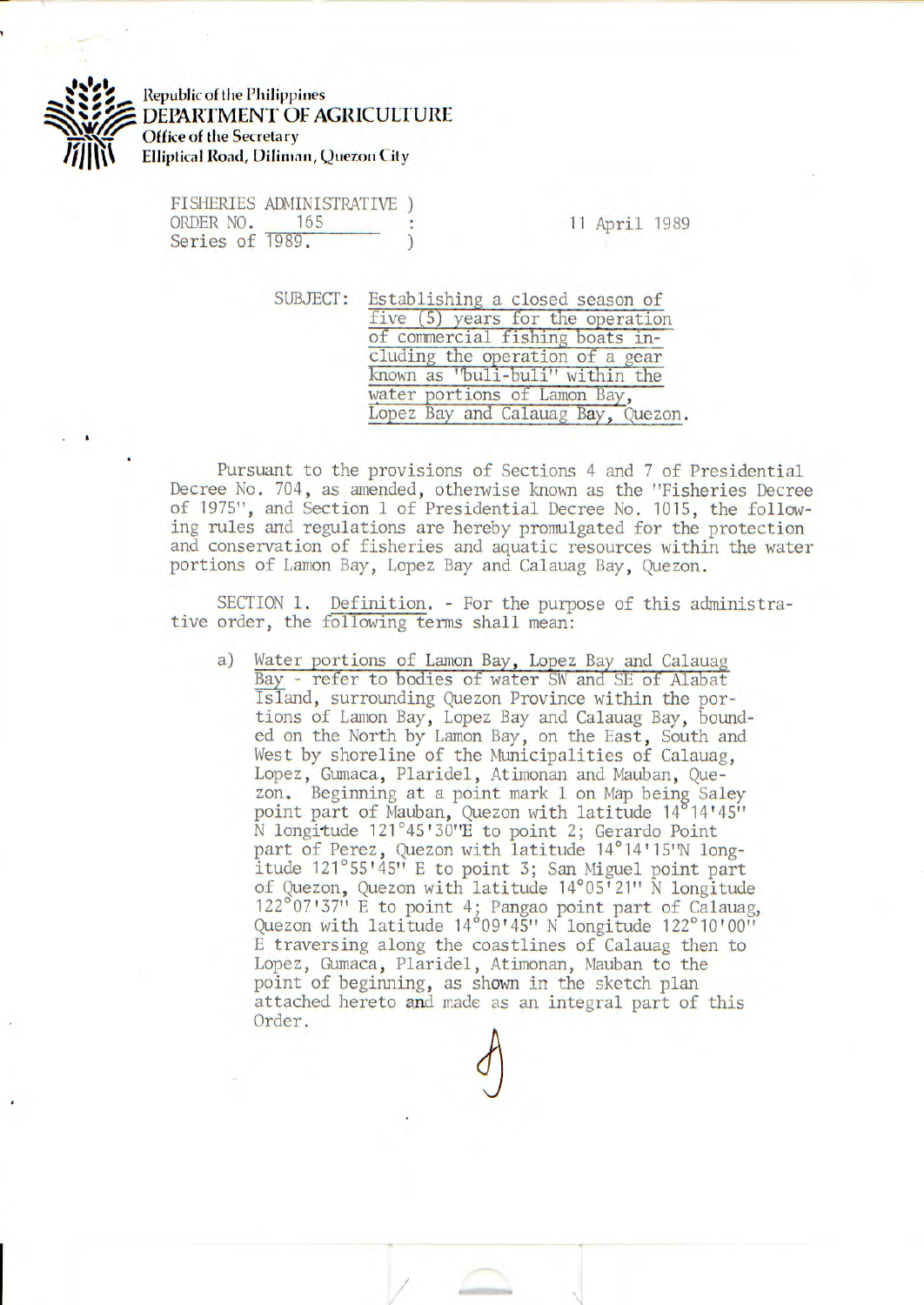Republic of the Philippines
**DEPARTMENT OF AGRICULTURE**
Office of the Secretary
Elliptical Road, Diliman, Quezon City

FISHERIES ADMINISTRATIVE )
ORDER NO. 165 :
Series of 1989. )

11 April 1989

SUBJECT: Establishing a closed season of five (5) years for the operation of commercial fishing boats including the operation of a gear known as "buli-buli" within the water portions of Lamon Bay, Lopez Bay and Calauag Bay, Quezon.

Pursuant to the provisions of Sections 4 and 7 of Presidential Decree No. 704, as amended, otherwise known as the "Fisheries Decree of 1975", and Section 1 of Presidential Decree No. 1015, the following rules and regulations are hereby promulgated for the protection and conservation of fisheries and aquatic resources within the water portions of Lamon Bay, Lopez Bay and Calauag Bay, Quezon.

SECTION 1. Definition. - For the purpose of this administrative order, the following terms shall mean:

a) Water portions of Lamon Bay, Lopez Bay and Calauag Bay - refer to bodies of water SW and SE of Alabat Island, surrounding Quezon Province within the portions of Lamon Bay, Lopez Bay and Calauag Bay, bounded on the North by Lamon Bay, on the East, South and West by shoreline of the Municipalities of Calauag, Lopez, Gumaca, Plaridel, Atimonan and Mauban, Quezon. Beginning at a point mark 1 on Map being Saley point part of Mauban, Quezon with latitude 14°14'45" N longitude 121°45'30"E to point 2; Gerardo Point part of Perez, Quezon with latitude 14°14'15"N longitude 121°55'45" E to point 3; San Miguel point part of Quezon, Quezon with latitude 14°05'21" N longitude 122°07'37" E to point 4; Pangao point part of Calauag, Quezon with latitude 14°09'45" N longitude 122°10'00" E traversing along the coastlines of Calauag then to Lopez, Gumaca, Plaridel, Atimonan, Mauban to the point of beginning, as shown in the sketch plan attached hereto and made as an integral part of this Order.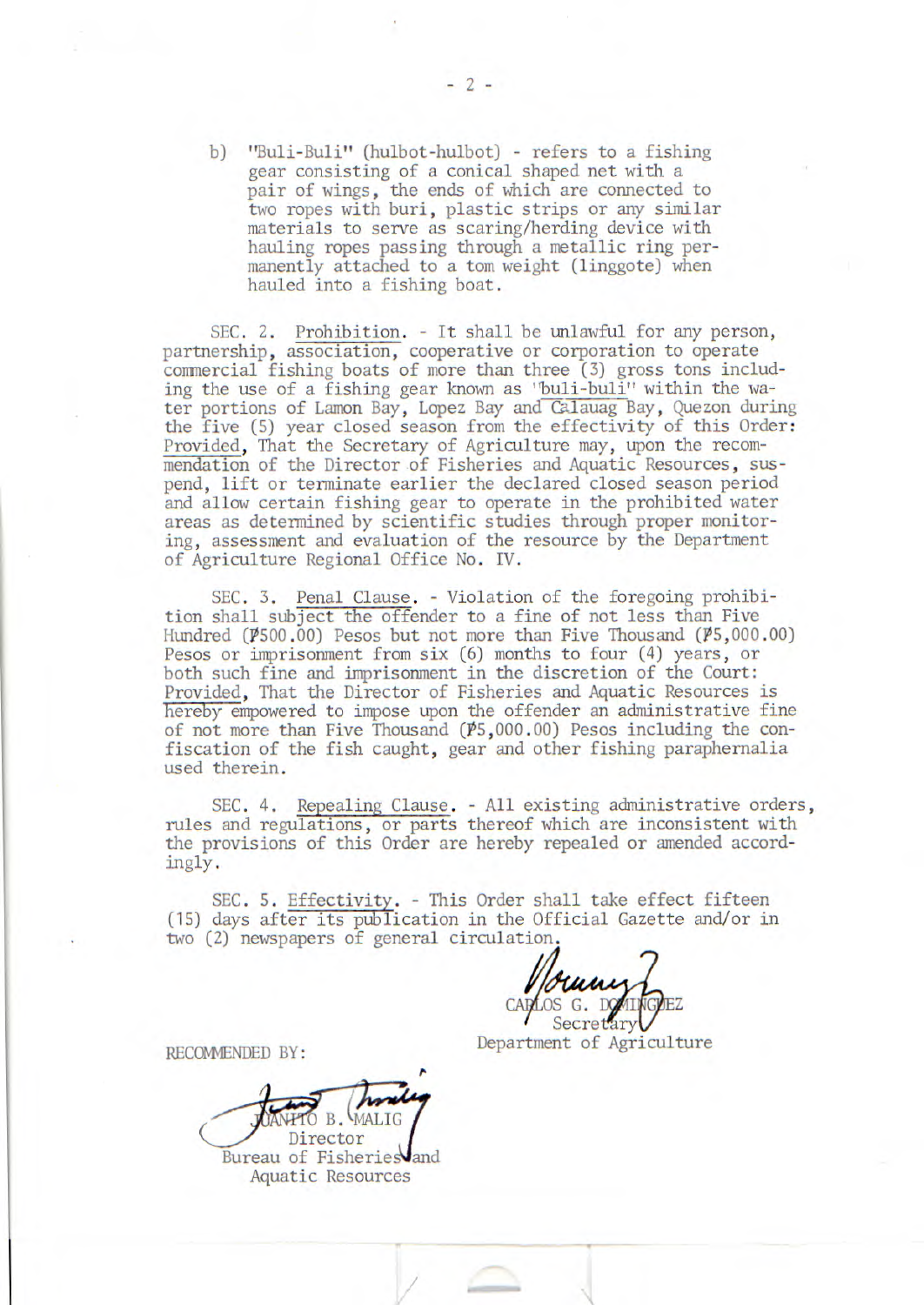b) "Buli-Buli" (hulbot-hulbot) - refers to a fishing gear consisting of a conical shaped net with a pair of wings, the ends of which are connected to two ropes with buri, plastic strips or any similar materials to serve as scaring/herding device with hauling ropes passing through a metallic ring permanently attached to a tom weight (linggote) when hauled into a fishing boat.

SEC. 2. Prohibition. - It shall be unlawful for any person, partnership, association, cooperative or corporation to operate commercial fishing boats of more than three (3) gross tons including the use of a fishing gear known as "buli-buli" within the water portions of Lamon Bay, Lopez Bay and Calauag Bay, Quezon during the five (5) year closed season from the effectivity of this Order: Provided, That the Secretary of Agriculture may, upon the recommendation of the Director of Fisheries and Aquatic Resources, suspend, lift or terminate earlier the declared closed season period and allow certain fishing gear to operate in the prohibited water areas as determined by scientific studies through proper monitoring, assessment and evaluation of the resource by the Department of Agriculture Regional Office No. IV.

SEC. 3. Penal Clause. - Violation of the foregoing prohibition shall subject the offender to a fine of not less than Five Hundred (₱500.00) Pesos but not more than Five Thousand (₱5,000.00) Pesos or imprisonment from six (6) months to four (4) years, or both such fine and imprisonment in the discretion of the Court: Provided, That the Director of Fisheries and Aquatic Resources is hereby empowered to impose upon the offender an administrative fine of not more than Five Thousand (₱5,000.00) Pesos including the confiscation of the fish caught, gear and other fishing paraphernalia used therein.

SEC. 4. Repealing Clause. - All existing administrative orders, rules and regulations, or parts thereof which are inconsistent with the provisions of this Order are hereby repealed or amended accordingly.

SEC. 5. Effectivity. - This Order shall take effect fifteen (15) days after its publication in the Official Gazette and/or in two (2) newspapers of general circulation.

CARLOS G. DOMINGUEZ
Secretary
Department of Agriculture

RECOMMENDED BY:

JUANITO B. MALIG
Director
Bureau of Fisheries and Aquatic Resources